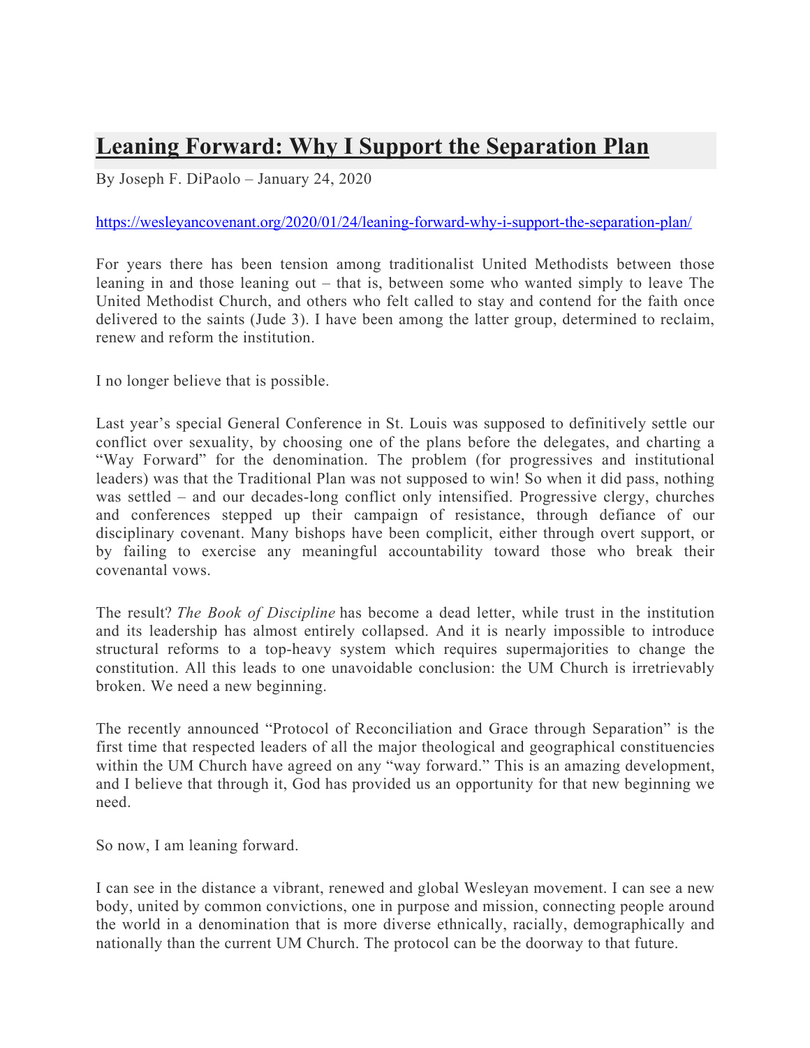# Leaning Forward: Why I Support the Separation Plan

By Joseph F. DiPaolo – January 24, 2020

https://wesleyancovenant.org/2020/01/24/leaning-forward-why-i-support-the-separation-plan/

For years there has been tension among traditionalist United Methodists between those leaning in and those leaning out – that is, between some who wanted simply to leave The United Methodist Church, and others who felt called to stay and contend for the faith once delivered to the saints (Jude 3). I have been among the latter group, determined to reclaim, renew and reform the institution.

I no longer believe that is possible.

Last year's special General Conference in St. Louis was supposed to definitively settle our conflict over sexuality, by choosing one of the plans before the delegates, and charting a "Way Forward" for the denomination. The problem (for progressives and institutional leaders) was that the Traditional Plan was not supposed to win! So when it did pass, nothing was settled – and our decades-long conflict only intensified. Progressive clergy, churches and conferences stepped up their campaign of resistance, through defiance of our disciplinary covenant. Many bishops have been complicit, either through overt support, or by failing to exercise any meaningful accountability toward those who break their covenantal vows.

The result? *The Book of Discipline* has become a dead letter, while trust in the institution and its leadership has almost entirely collapsed. And it is nearly impossible to introduce structural reforms to a top-heavy system which requires supermajorities to change the constitution. All this leads to one unavoidable conclusion: the UM Church is irretrievably broken. We need a new beginning.

The recently announced "Protocol of Reconciliation and Grace through Separation" is the first time that respected leaders of all the major theological and geographical constituencies within the UM Church have agreed on any "way forward." This is an amazing development, and I believe that through it, God has provided us an opportunity for that new beginning we need.

So now, I am leaning forward.

I can see in the distance a vibrant, renewed and global Wesleyan movement. I can see a new body, united by common convictions, one in purpose and mission, connecting people around the world in a denomination that is more diverse ethnically, racially, demographically and nationally than the current UM Church. The protocol can be the doorway to that future.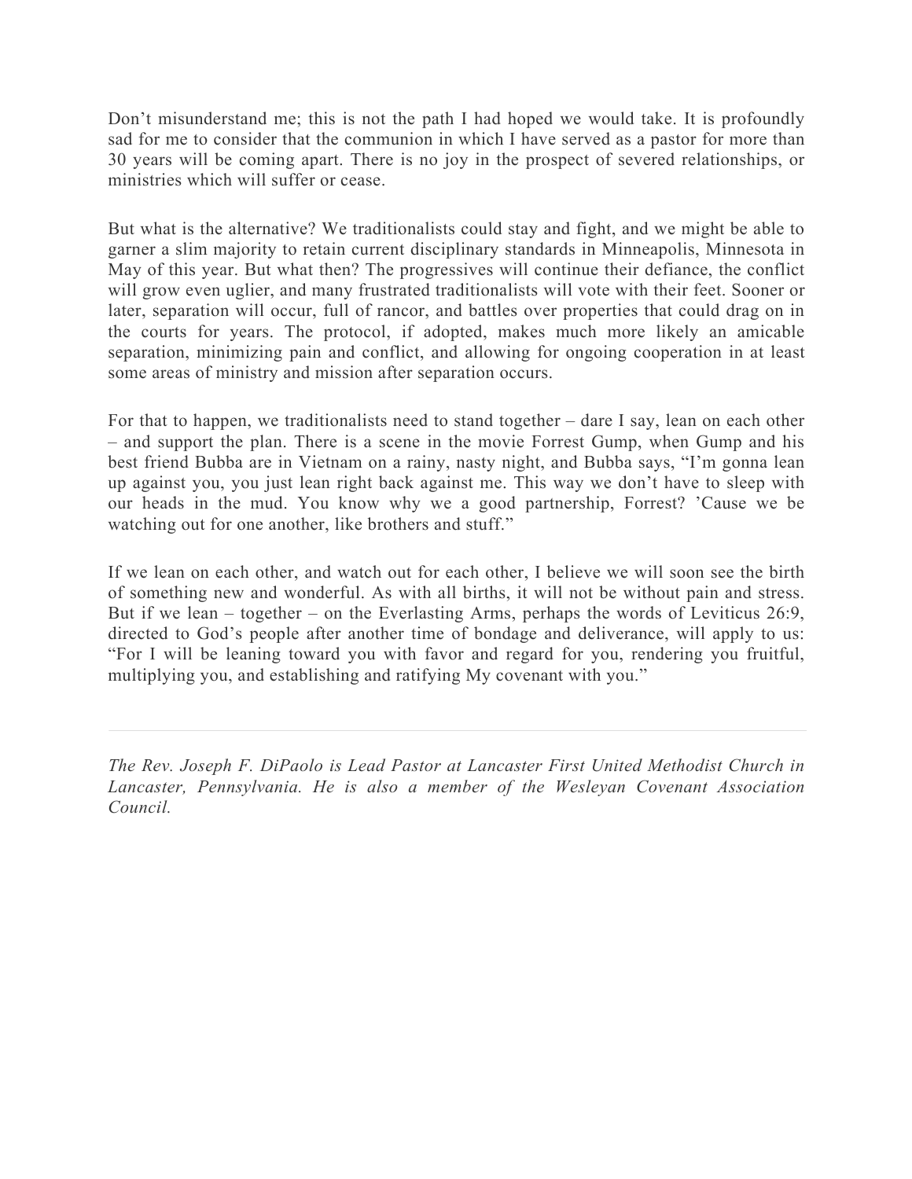Don't misunderstand me; this is not the path I had hoped we would take. It is profoundly sad for me to consider that the communion in which I have served as a pastor for more than 30 years will be coming apart. There is no joy in the prospect of severed relationships, or ministries which will suffer or cease.

But what is the alternative? We traditionalists could stay and fight, and we might be able to garner a slim majority to retain current disciplinary standards in Minneapolis, Minnesota in May of this year. But what then? The progressives will continue their defiance, the conflict will grow even uglier, and many frustrated traditionalists will vote with their feet. Sooner or later, separation will occur, full of rancor, and battles over properties that could drag on in the courts for years. The protocol, if adopted, makes much more likely an amicable separation, minimizing pain and conflict, and allowing for ongoing cooperation in at least some areas of ministry and mission after separation occurs.

For that to happen, we traditionalists need to stand together – dare I say, lean on each other – and support the plan. There is a scene in the movie Forrest Gump, when Gump and his best friend Bubba are in Vietnam on a rainy, nasty night, and Bubba says, "I'm gonna lean up against you, you just lean right back against me. This way we don't have to sleep with our heads in the mud. You know why we a good partnership, Forrest? 'Cause we be watching out for one another, like brothers and stuff."

If we lean on each other, and watch out for each other, I believe we will soon see the birth of something new and wonderful. As with all births, it will not be without pain and stress. But if we lean – together – on the Everlasting Arms, perhaps the words of Leviticus 26:9, directed to God's people after another time of bondage and deliverance, will apply to us: "For I will be leaning toward you with favor and regard for you, rendering you fruitful, multiplying you, and establishing and ratifying My covenant with you."

---

*The Rev. Joseph F. DiPaolo is Lead Pastor at Lancaster First United Methodist Church in Lancaster, Pennsylvania. He is also a member of the Wesleyan Covenant Association Council.*